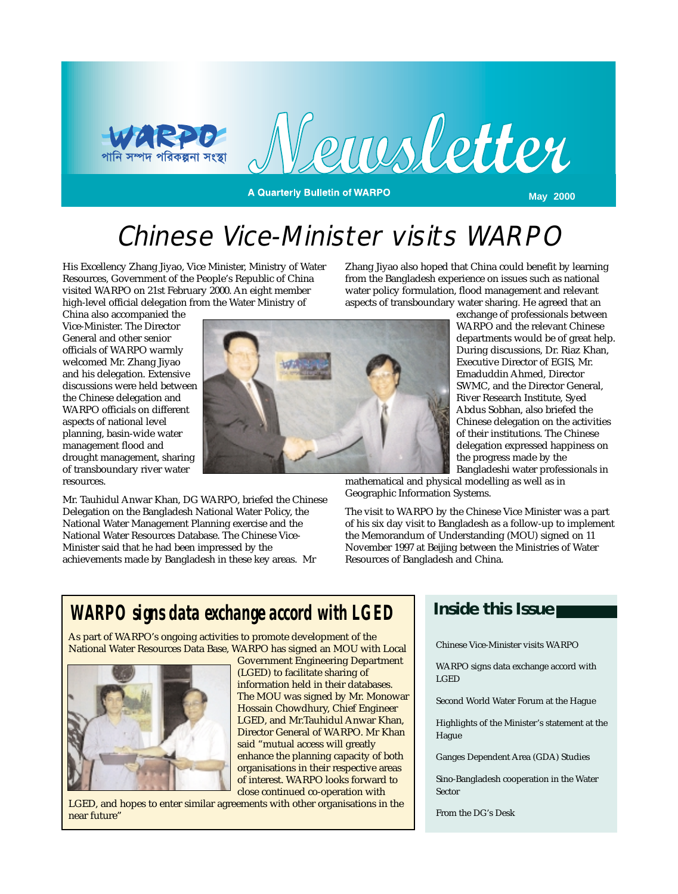# WARPO Newsletter

পানি সম্পদ পরিকল্পনা সংস্থা

A Quarterly Bulletin of WARPO

May 2000

## Chinese Vice-Minister visits WARPO

His Excellency Zhang Jiyao, Vice Minister, Ministry of Water Resources, Government of the People's Republic of China visited WARPO on 21st February 2000. An eight member high-level official delegation from the Water Ministry of China also accompanied the Vice-Minister. The Director General and other senior officials of WARPO warmly welcomed Mr. Zhang Jiyao and his delegation. Extensive discussions were held between the Chinese delegation and WARPO officials on different aspects of national level planning, basin-wide water management flood and drought management, sharing of transboundary river water resources.

Mr. Tauhidul Anwar Khan, DG WARPO, briefed the Chinese Delegation on the Bangladesh National Water Policy, the National Water Management Planning exercise and the National Water Resources Database. The Chinese Vice-Minister said that he had been impressed by the achievements made by Bangladesh in these key areas. Mr Zhang Jiyao also hoped that China could benefit by learning from the Bangladesh experience on issues such as national water policy formulation, flood management and relevant aspects of transboundary water sharing. He agreed that an exchange of professionals between WARPO and the relevant Chinese departments would be of great help. During discussions, Dr. Riaz Khan, Executive Director of EGIS, Mr. Emaduddin Ahmed, Director SWMC, and the Director General, River Research Institute, Syed Abdus Sobhan, also briefed the Chinese delegation on the activities of their institutions. The Chinese delegation expressed happiness on the progress made by the Bangladeshi water professionals in mathematical and physical modelling as well as in Geographic Information Systems.

The visit to WARPO by the Chinese Vice Minister was a part of his six day visit to Bangladesh as a follow-up to implement the Memorandum of Understanding (MOU) signed on 11 November 1997 at Beijing between the Ministries of Water Resources of Bangladesh and China.

## WARPO signs data exchange accord with LGED

As part of WARPO's ongoing activities to promote development of the National Water Resources Data Base, WARPO has signed an MOU with Local Government Engineering Department (LGED) to facilitate sharing of information held in their databases. The MOU was signed by Mr. Monowar Hossain Chowdhury, Chief Engineer LGED, and Mr.Tauhidul Anwar Khan, Director General of WARPO. Mr Khan said "mutual access will greatly enhance the planning capacity of both organisations in their respective areas of interest. WARPO looks forward to close continued co-operation with LGED, and hopes to enter similar agreements with other organisations in the near future"

## Inside this Issue

- Chinese Vice-Minister visits WARPO
- WARPO signs data exchange accord with LGED
- Second World Water Forum at the Hague
- Highlights of the Minister's statement at the Hague
- Ganges Dependent Area (GDA) Studies
- Sino-Bangladesh cooperation in the Water Sector
- From the DG's Desk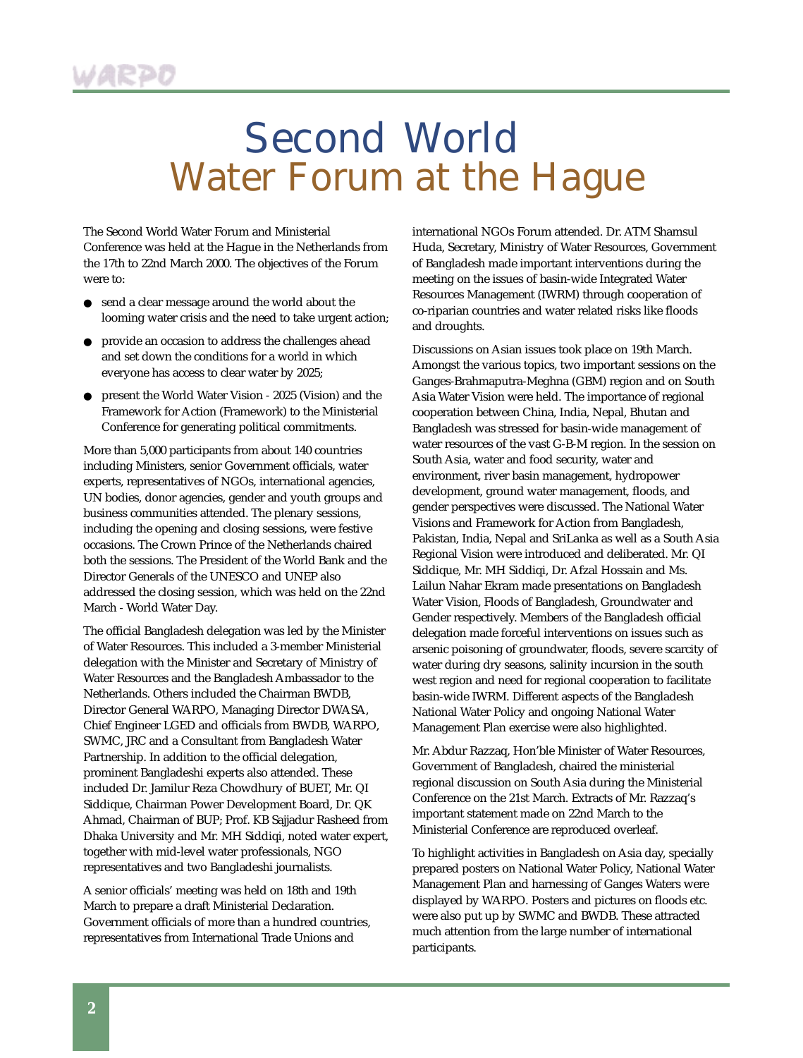# Second World Water Forum at the Hague

The Second World Water Forum and Ministerial Conference was held at the Hague in the Netherlands from the 17th to 22nd March 2000. The objectives of the Forum were to:

- send a clear message around the world about the looming water crisis and the need to take urgent action;
- provide an occasion to address the challenges ahead and set down the conditions for a world in which everyone has access to clear water by 2025;
- present the World Water Vision - 2025 (Vision) and the Framework for Action (Framework) to the Ministerial Conference for generating political commitments.

More than 5,000 participants from about 140 countries including Ministers, senior Government officials, water experts, representatives of NGOs, international agencies, UN bodies, donor agencies, gender and youth groups and business communities attended. The plenary sessions, including the opening and closing sessions, were festive occasions. The Crown Prince of the Netherlands chaired both the sessions. The President of the World Bank and the Director Generals of the UNESCO and UNEP also addressed the closing session, which was held on the 22nd March - World Water Day.

The official Bangladesh delegation was led by the Minister of Water Resources. This included a 3-member Ministerial delegation with the Minister and Secretary of Ministry of Water Resources and the Bangladesh Ambassador to the Netherlands. Others included the Chairman BWDB, Director General WARPO, Managing Director DWASA, Chief Engineer LGED and officials from BWDB, WARPO, SWMC, JRC and a Consultant from Bangladesh Water Partnership. In addition to the official delegation, prominent Bangladeshi experts also attended. These included Dr. Jamilur Reza Chowdhury of BUET, Mr. QI Siddique, Chairman Power Development Board, Dr. QK Ahmad, Chairman of BUP; Prof. KB Sajjadur Rasheed from Dhaka University and Mr. MH Siddiqi, noted water expert, together with mid-level water professionals, NGO representatives and two Bangladeshi journalists.

A senior officials' meeting was held on 18th and 19th March to prepare a draft Ministerial Declaration. Government officials of more than a hundred countries, representatives from International Trade Unions and international NGOs Forum attended. Dr. ATM Shamsul Huda, Secretary, Ministry of Water Resources, Government of Bangladesh made important interventions during the meeting on the issues of basin-wide Integrated Water Resources Management (IWRM) through cooperation of co-riparian countries and water related risks like floods and droughts.

Discussions on Asian issues took place on 19th March. Amongst the various topics, two important sessions on the Ganges-Brahmaputra-Meghna (GBM) region and on South Asia Water Vision were held. The importance of regional cooperation between China, India, Nepal, Bhutan and Bangladesh was stressed for basin-wide management of water resources of the vast G-B-M region. In the session on South Asia, water and food security, water and environment, river basin management, hydropower development, ground water management, floods, and gender perspectives were discussed. The National Water Visions and Framework for Action from Bangladesh, Pakistan, India, Nepal and SriLanka as well as a South Asia Regional Vision were introduced and deliberated. Mr. QI Siddique, Mr. MH Siddiqi, Dr. Afzal Hossain and Ms. Lailun Nahar Ekram made presentations on Bangladesh Water Vision, Floods of Bangladesh, Groundwater and Gender respectively. Members of the Bangladesh official delegation made forceful interventions on issues such as arsenic poisoning of groundwater, floods, severe scarcity of water during dry seasons, salinity incursion in the south west region and need for regional cooperation to facilitate basin-wide IWRM. Different aspects of the Bangladesh National Water Policy and ongoing National Water Management Plan exercise were also highlighted.

Mr. Abdur Razzaq, Hon'ble Minister of Water Resources, Government of Bangladesh, chaired the ministerial regional discussion on South Asia during the Ministerial Conference on the 21st March. Extracts of Mr. Razzaq's important statement made on 22nd March to the Ministerial Conference are reproduced overleaf.

To highlight activities in Bangladesh on Asia day, specially prepared posters on National Water Policy, National Water Management Plan and harnessing of Ganges Waters were displayed by WARPO. Posters and pictures on floods etc. were also put up by SWMC and BWDB. These attracted much attention from the large number of international participants.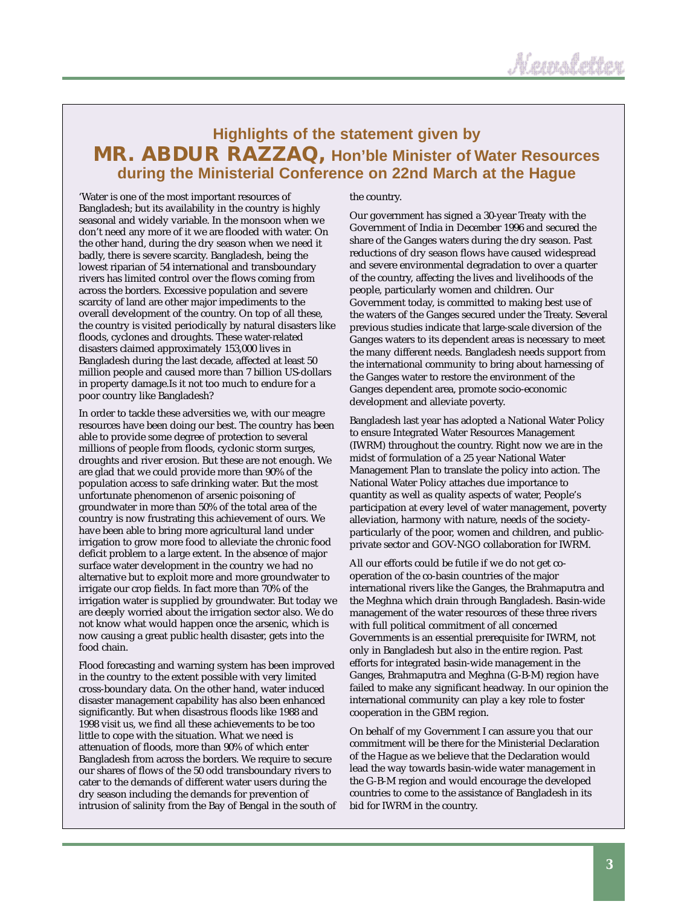## Highlights of the statement given by

# MR. ABDUR RAZZAQ, Hon'ble Minister of Water Resources during the Ministerial Conference on 22nd March at the Hague

'Water is one of the most important resources of Bangladesh; but its availability in the country is highly seasonal and widely variable. In the monsoon when we don't need any more of it we are flooded with water. On the other hand, during the dry season when we need it badly, there is severe scarcity. Bangladesh, being the lowest riparian of 54 international and transboundary rivers has limited control over the flows coming from across the borders. Excessive population and severe scarcity of land are other major impediments to the overall development of the country. On top of all these, the country is visited periodically by natural disasters like floods, cyclones and droughts. These water-related disasters claimed approximately 153,000 lives in Bangladesh during the last decade, affected at least 50 million people and caused more than 7 billion US-dollars in property damage.Is it not too much to endure for a poor country like Bangladesh?

In order to tackle these adversities we, with our meagre resources have been doing our best. The country has been able to provide some degree of protection to several millions of people from floods, cyclonic storm surges, droughts and river erosion. But these are not enough. We are glad that we could provide more than 90% of the population access to safe drinking water. But the most unfortunate phenomenon of arsenic poisoning of groundwater in more than 50% of the total area of the country is now frustrating this achievement of ours. We have been able to bring more agricultural land under irrigation to grow more food to alleviate the chronic food deficit problem to a large extent. In the absence of major surface water development in the country we had no alternative but to exploit more and more groundwater to irrigate our crop fields. In fact more than 70% of the irrigation water is supplied by groundwater. But today we are deeply worried about the irrigation sector also. We do not know what would happen once the arsenic, which is now causing a great public health disaster, gets into the food chain.

Flood forecasting and warning system has been improved in the country to the extent possible with very limited cross-boundary data. On the other hand, water induced disaster management capability has also been enhanced significantly. But when disastrous floods like 1988 and 1998 visit us, we find all these achievements to be too little to cope with the situation. What we need is attenuation of floods, more than 90% of which enter Bangladesh from across the borders. We require to secure our shares of flows of the 50 odd transboundary rivers to cater to the demands of different water users during the dry season including the demands for prevention of intrusion of salinity from the Bay of Bengal in the south of the country.

Our government has signed a 30-year Treaty with the Government of India in December 1996 and secured the share of the Ganges waters during the dry season. Past reductions of dry season flows have caused widespread and severe environmental degradation to over a quarter of the country, affecting the lives and livelihoods of the people, particularly women and children. Our Government today, is committed to making best use of the waters of the Ganges secured under the Treaty. Several previous studies indicate that large-scale diversion of the Ganges waters to its dependent areas is necessary to meet the many different needs. Bangladesh needs support from the international community to bring about harnessing of the Ganges water to restore the environment of the Ganges dependent area, promote socio-economic development and alleviate poverty.

Bangladesh last year has adopted a National Water Policy to ensure Integrated Water Resources Management (IWRM) throughout the country. Right now we are in the midst of formulation of a 25 year National Water Management Plan to translate the policy into action. The National Water Policy attaches due importance to quantity as well as quality aspects of water, People's participation at every level of water management, poverty alleviation, harmony with nature, needs of the society-particularly of the poor, women and children, and public-private sector and GOV-NGO collaboration for IWRM.

All our efforts could be futile if we do not get co-operation of the co-basin countries of the major international rivers like the Ganges, the Brahmaputra and the Meghna which drain through Bangladesh. Basin-wide management of the water resources of these three rivers with full political commitment of all concerned Governments is an essential prerequisite for IWRM, not only in Bangladesh but also in the entire region. Past efforts for integrated basin-wide management in the Ganges, Brahmaputra and Meghna (G-B-M) region have failed to make any significant headway. In our opinion the international community can play a key role to foster cooperation in the GBM region.

On behalf of my Government I can assure you that our commitment will be there for the Ministerial Declaration of the Hague as we believe that the Declaration would lead the way towards basin-wide water management in the G-B-M region and would encourage the developed countries to come to the assistance of Bangladesh in its bid for IWRM in the country.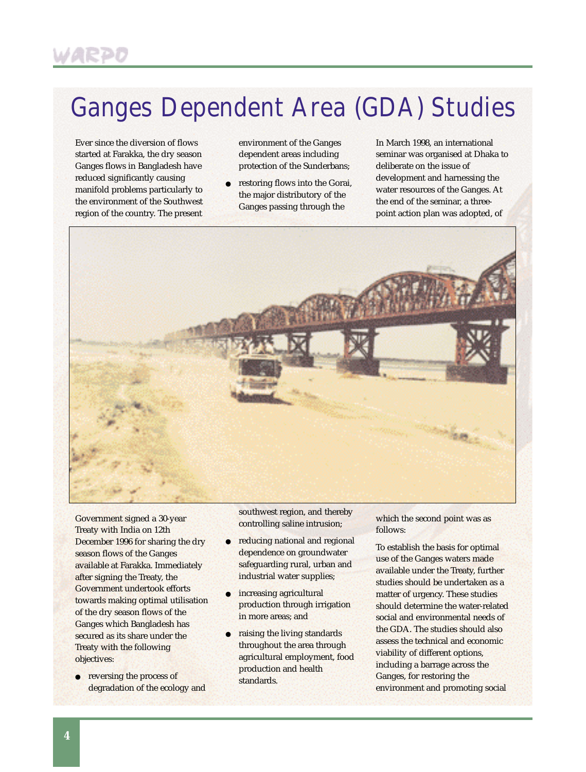# Ganges Dependent Area (GDA) Studies

Ever since the diversion of flows started at Farakka, the dry season Ganges flows in Bangladesh have reduced significantly causing manifold problems particularly to the environment of the Southwest region of the country. The present Government signed a 30-year Treaty with India on 12th December 1996 for sharing the dry season flows of the Ganges available at Farakka. Immediately after signing the Treaty, the Government undertook efforts towards making optimal utilisation of the dry season flows of the Ganges which Bangladesh has secured as its share under the Treaty with the following objectives:

- reversing the process of degradation of the ecology and environment of the Ganges dependent areas including protection of the Sunderbans;
- restoring flows into the Gorai, the major distributory of the Ganges passing through the southwest region, and thereby controlling saline intrusion;
- reducing national and regional dependence on groundwater safeguarding rural, urban and industrial water supplies;
- increasing agricultural production through irrigation in more areas; and
- raising the living standards throughout the area through agricultural employment, food production and health standards.

In March 1998, an international seminar was organised at Dhaka to deliberate on the issue of development and harnessing the water resources of the Ganges. At the end of the seminar, a three-point action plan was adopted, of which the second point was as follows:

To establish the basis for optimal use of the Ganges waters made available under the Treaty, further studies should be undertaken as a matter of urgency. These studies should determine the water-related social and environmental needs of the GDA. The studies should also assess the technical and economic viability of different options, including a barrage across the Ganges, for restoring the environment and promoting social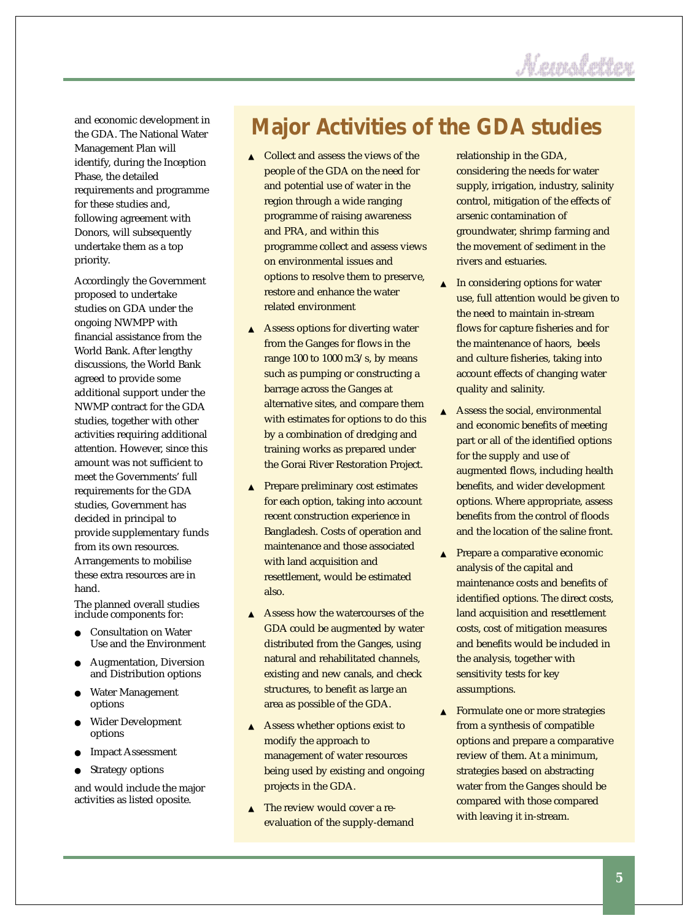and economic development in the GDA. The National Water Management Plan will identify, during the Inception Phase, the detailed requirements and programme for these studies and, following agreement with Donors, will subsequently undertake them as a top priority.

Accordingly the Government proposed to undertake studies on GDA under the ongoing NWMPP with financial assistance from the World Bank. After lengthy discussions, the World Bank agreed to provide some additional support under the NWMP contract for the GDA studies, together with other activities requiring additional attention. However, since this amount was not sufficient to meet the Governments' full requirements for the GDA studies, Government has decided in principal to provide supplementary funds from its own resources. Arrangements to mobilise these extra resources are in hand.

The planned overall studies include components for:

- Consultation on Water Use and the Environment
- Augmentation, Diversion and Distribution options
- Water Management options
- Wider Development options
- Impact Assessment
- Strategy options

and would include the major activities as listed oposite.

## Major Activities of the GDA studies

- Collect and assess the views of the people of the GDA on the need for and potential use of water in the region through a wide ranging programme of raising awareness and PRA, and within this programme collect and assess views on environmental issues and options to resolve them to preserve, restore and enhance the water related environment
- Assess options for diverting water from the Ganges for flows in the range 100 to 1000 m3/s, by means such as pumping or constructing a barrage across the Ganges at alternative sites, and compare them with estimates for options to do this by a combination of dredging and training works as prepared under the Gorai River Restoration Project.
- Prepare preliminary cost estimates for each option, taking into account recent construction experience in Bangladesh. Costs of operation and maintenance and those associated with land acquisition and resettlement, would be estimated also.
- Assess how the watercourses of the GDA could be augmented by water distributed from the Ganges, using natural and rehabilitated channels, existing and new canals, and check structures, to benefit as large an area as possible of the GDA.
- Assess whether options exist to modify the approach to management of water resources being used by existing and ongoing projects in the GDA.
- The review would cover a re-evaluation of the supply-demand relationship in the GDA, considering the needs for water supply, irrigation, industry, salinity control, mitigation of the effects of arsenic contamination of groundwater, shrimp farming and the movement of sediment in the rivers and estuaries.
- In considering options for water use, full attention would be given to the need to maintain in-stream flows for capture fisheries and for the maintenance of haors, beels and culture fisheries, taking into account effects of changing water quality and salinity.
- Assess the social, environmental and economic benefits of meeting part or all of the identified options for the supply and use of augmented flows, including health benefits, and wider development options. Where appropriate, assess benefits from the control of floods and the location of the saline front.
- Prepare a comparative economic analysis of the capital and maintenance costs and benefits of identified options. The direct costs, land acquisition and resettlement costs, cost of mitigation measures and benefits would be included in the analysis, together with sensitivity tests for key assumptions.
- Formulate one or more strategies from a synthesis of compatible options and prepare a comparative review of them. At a minimum, strategies based on abstracting water from the Ganges should be compared with those compared with leaving it in-stream.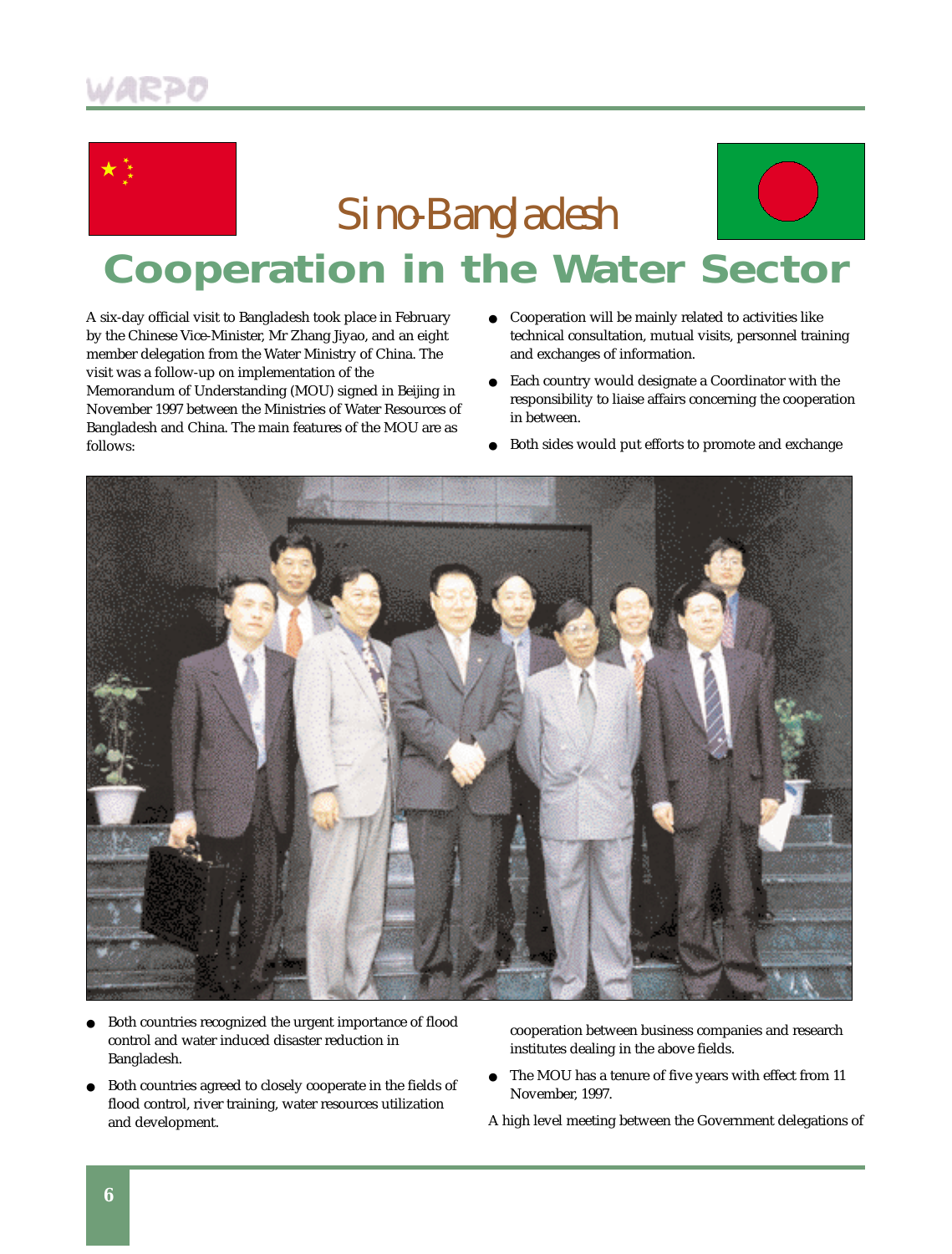# Sino-Bangladesh Cooperation in the Water Sector

A six-day official visit to Bangladesh took place in February by the Chinese Vice-Minister, Mr Zhang Jiyao, and an eight member delegation from the Water Ministry of China. The visit was a follow-up on implementation of the Memorandum of Understanding (MOU) signed in Beijing in November 1997 between the Ministries of Water Resources of Bangladesh and China. The main features of the MOU are as follows:

- Both countries recognized the urgent importance of flood control and water induced disaster reduction in Bangladesh.
- Both countries agreed to closely cooperate in the fields of flood control, river training, water resources utilization and development.
- Cooperation will be mainly related to activities like technical consultation, mutual visits, personnel training and exchanges of information.
- Each country would designate a Coordinator with the responsibility to liaise affairs concerning the cooperation in between.
- Both sides would put efforts to promote and exchange cooperation between business companies and research institutes dealing in the above fields.
- The MOU has a tenure of five years with effect from 11 November, 1997.

A high level meeting between the Government delegations of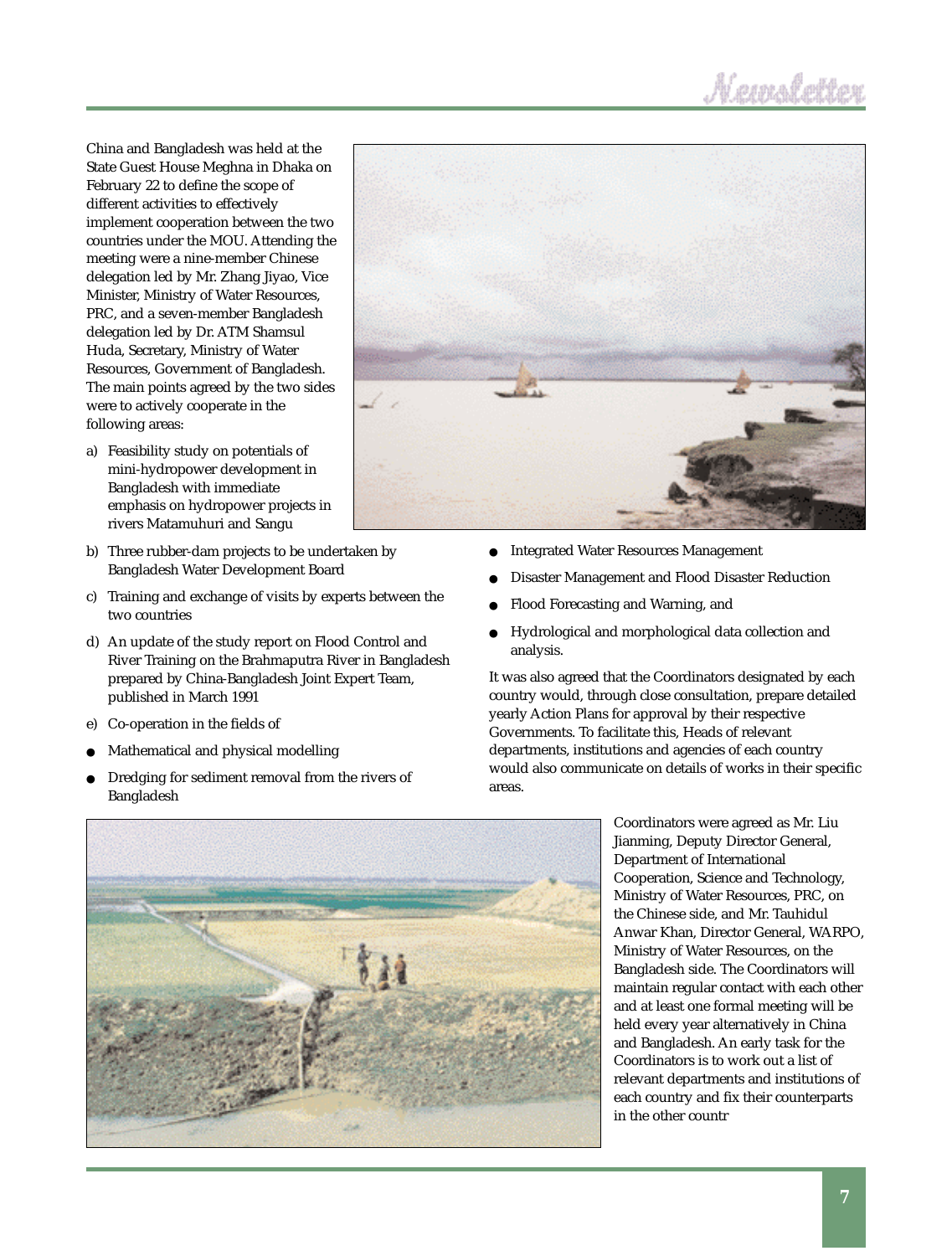China and Bangladesh was held at the State Guest House Meghna in Dhaka on February 22 to define the scope of different activities to effectively implement cooperation between the two countries under the MOU. Attending the meeting were a nine-member Chinese delegation led by Mr. Zhang Jiyao, Vice Minister, Ministry of Water Resources, PRC, and a seven-member Bangladesh delegation led by Dr. ATM Shamsul Huda, Secretary, Ministry of Water Resources, Government of Bangladesh. The main points agreed by the two sides were to actively cooperate in the following areas:

a) Feasibility study on potentials of mini-hydropower development in Bangladesh with immediate emphasis on hydropower projects in rivers Matamuhuri and Sangu

b) Three rubber-dam projects to be undertaken by Bangladesh Water Development Board

c) Training and exchange of visits by experts between the two countries

d) An update of the study report on Flood Control and River Training on the Brahmaputra River in Bangladesh prepared by China-Bangladesh Joint Expert Team, published in March 1991

e) Co-operation in the fields of

- Mathematical and physical modelling
- Dredging for sediment removal from the rivers of Bangladesh
- Integrated Water Resources Management
- Disaster Management and Flood Disaster Reduction
- Flood Forecasting and Warning, and
- Hydrological and morphological data collection and analysis.

It was also agreed that the Coordinators designated by each country would, through close consultation, prepare detailed yearly Action Plans for approval by their respective Governments. To facilitate this, Heads of relevant departments, institutions and agencies of each country would also communicate on details of works in their specific areas.

Coordinators were agreed as Mr. Liu Jianming, Deputy Director General, Department of International Cooperation, Science and Technology, Ministry of Water Resources, PRC, on the Chinese side, and Mr. Tauhidul Anwar Khan, Director General, WARPO, Ministry of Water Resources, on the Bangladesh side. The Coordinators will maintain regular contact with each other and at least one formal meeting will be held every year alternatively in China and Bangladesh. An early task for the Coordinators is to work out a list of relevant departments and institutions of each country and fix their counterparts in the other countr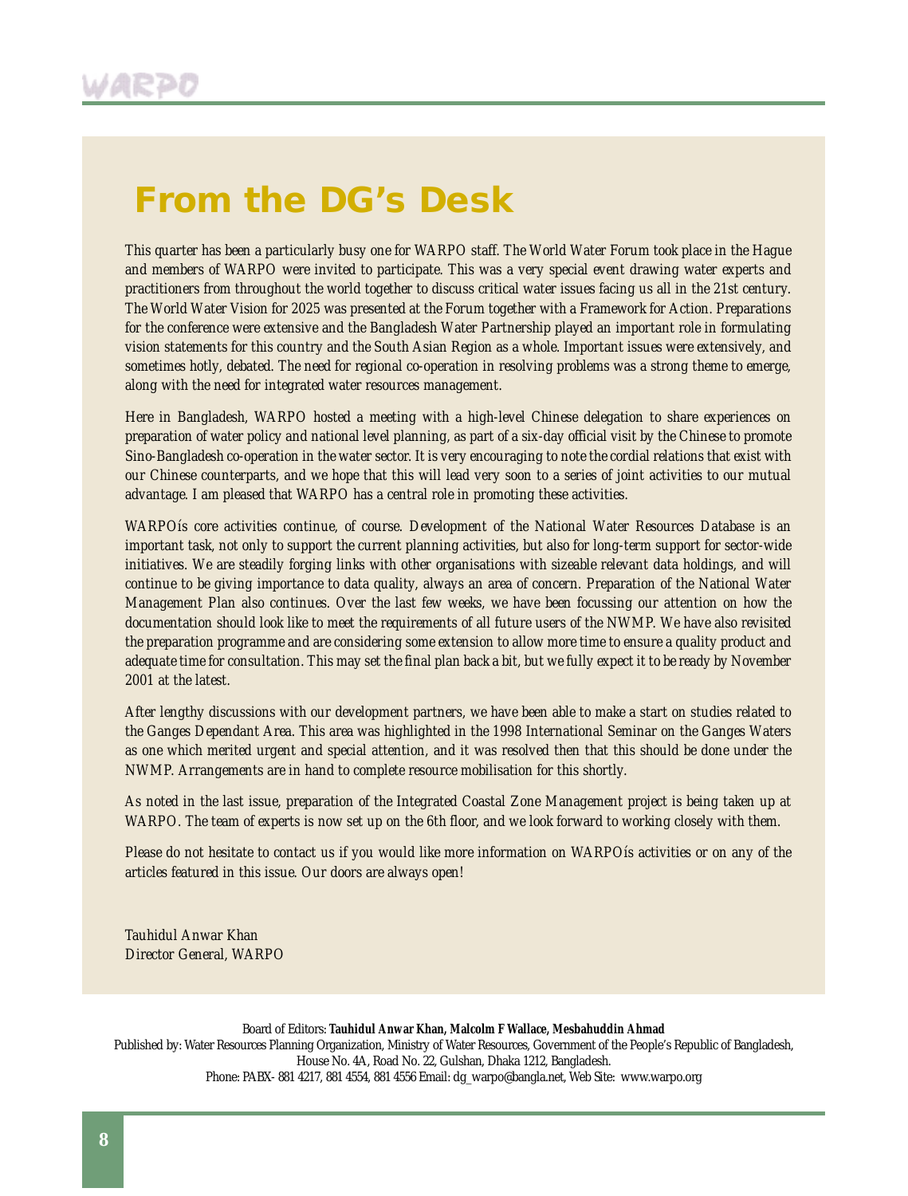# From the DG's Desk

This quarter has been a particularly busy one for WARPO staff. The World Water Forum took place in the Hague and members of WARPO were invited to participate. This was a very special event drawing water experts and practitioners from throughout the world together to discuss critical water issues facing us all in the 21st century. The World Water Vision for 2025 was presented at the Forum together with a Framework for Action. Preparations for the conference were extensive and the Bangladesh Water Partnership played an important role in formulating vision statements for this country and the South Asian Region as a whole. Important issues were extensively, and sometimes hotly, debated. The need for regional co-operation in resolving problems was a strong theme to emerge, along with the need for integrated water resources management.

Here in Bangladesh, WARPO hosted a meeting with a high-level Chinese delegation to share experiences on preparation of water policy and national level planning, as part of a six-day official visit by the Chinese to promote Sino-Bangladesh co-operation in the water sector. It is very encouraging to note the cordial relations that exist with our Chinese counterparts, and we hope that this will lead very soon to a series of joint activities to our mutual advantage. I am pleased that WARPO has a central role in promoting these activities.

WARPOís core activities continue, of course. Development of the National Water Resources Database is an important task, not only to support the current planning activities, but also for long-term support for sector-wide initiatives. We are steadily forging links with other organisations with sizeable relevant data holdings, and will continue to be giving importance to data quality, always an area of concern. Preparation of the National Water Management Plan also continues. Over the last few weeks, we have been focussing our attention on how the documentation should look like to meet the requirements of all future users of the NWMP. We have also revisited the preparation programme and are considering some extension to allow more time to ensure a quality product and adequate time for consultation. This may set the final plan back a bit, but we fully expect it to be ready by November 2001 at the latest.

After lengthy discussions with our development partners, we have been able to make a start on studies related to the Ganges Dependant Area. This area was highlighted in the 1998 International Seminar on the Ganges Waters as one which merited urgent and special attention, and it was resolved then that this should be done under the NWMP. Arrangements are in hand to complete resource mobilisation for this shortly.

As noted in the last issue, preparation of the Integrated Coastal Zone Management project is being taken up at WARPO. The team of experts is now set up on the 6th floor, and we look forward to working closely with them.

Please do not hesitate to contact us if you would like more information on WARPOís activities or on any of the articles featured in this issue. Our doors are always open!

Tauhidul Anwar Khan
Director General, WARPO

Board of Editors: **Tauhidul Anwar Khan, Malcolm F Wallace, Mesbahuddin Ahmad**

Published by: Water Resources Planning Organization, Ministry of Water Resources, Government of the People's Republic of Bangladesh, House No. 4A, Road No. 22, Gulshan, Dhaka 1212, Bangladesh.

Phone: PABX- 881 4217, 881 4554, 881 4556 Email: dg_warpo@bangla.net, Web Site: www.warpo.org